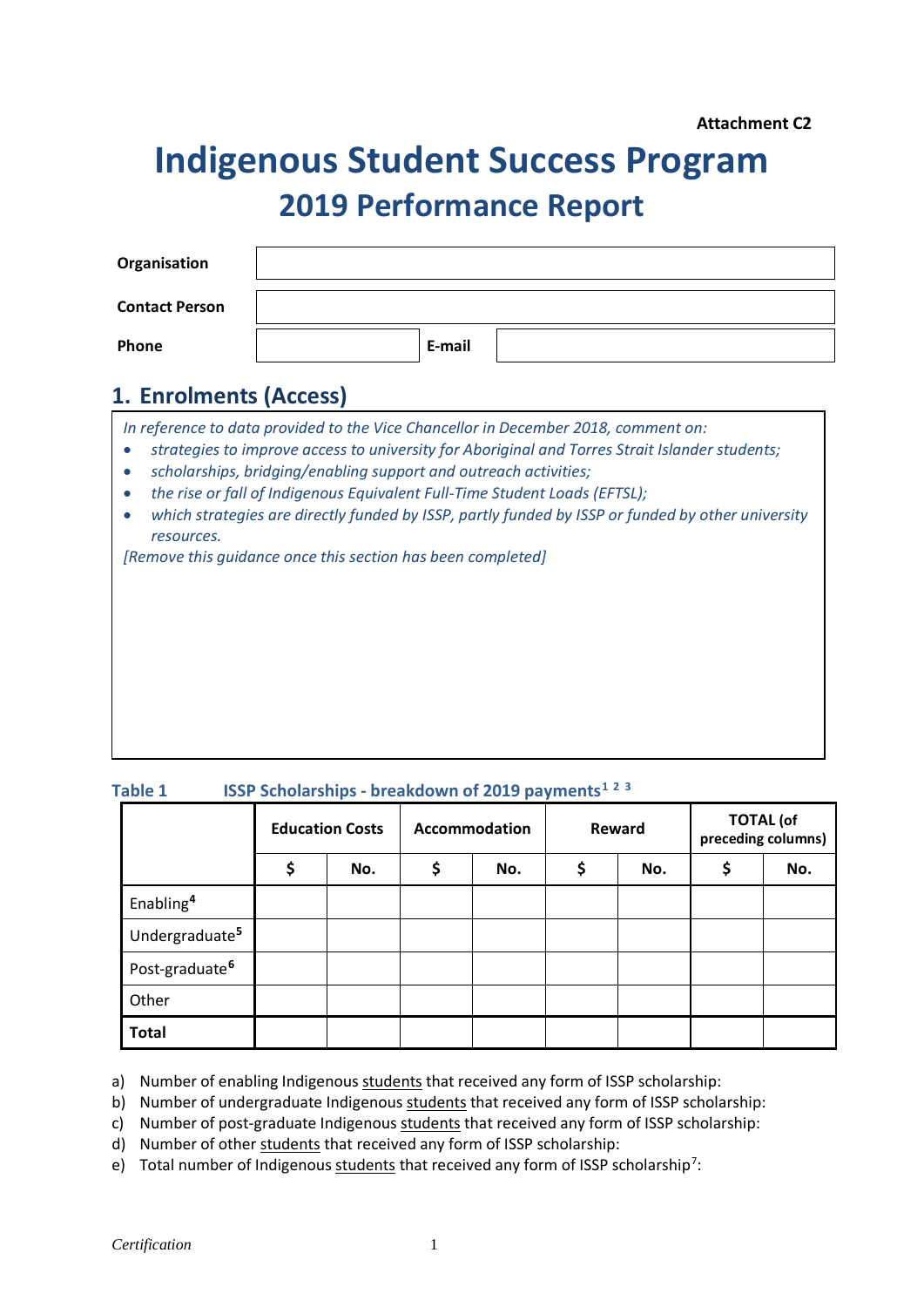**Attachment C2**

# Indigenous Student Success Program

## 2019 Performance Report

| | | | |
|---|---|---|---|
| **Organisation** | | | |
| **Contact Person** | | | |
| **Phone** | | **E-mail** | |

## 1. Enrolments (Access)

*In reference to data provided to the Vice Chancellor in December 2018, comment on:*

- *strategies to improve access to university for Aboriginal and Torres Strait Islander students;*
- *scholarships, bridging/enabling support and outreach activities;*
- *the rise or fall of Indigenous Equivalent Full-Time Student Loads (EFTSL);*
- *which strategies are directly funded by ISSP, partly funded by ISSP or funded by other university resources.*

*[Remove this guidance once this section has been completed]*

**Table 1 ISSP Scholarships - breakdown of 2019 payments[1] [2] [3]**

| | Education Costs | | Accommodation | | Reward | | TOTAL (of preceding columns) | |
|---|---|---|---|---|---|---|---|---|
| | **$** | **No.** | **$** | **No.** | **$** | **No.** | **$** | **No.** |
| Enabling[4] | | | | | | | | |
| Undergraduate[5] | | | | | | | | |
| Post-graduate[6] | | | | | | | | |
| Other | | | | | | | | |
| **Total** | | | | | | | | |

a) Number of enabling Indigenous students that received any form of ISSP scholarship:
b) Number of undergraduate Indigenous students that received any form of ISSP scholarship:
c) Number of post-graduate Indigenous students that received any form of ISSP scholarship:
d) Number of other students that received any form of ISSP scholarship:
e) Total number of Indigenous students that received any form of ISSP scholarship[7]: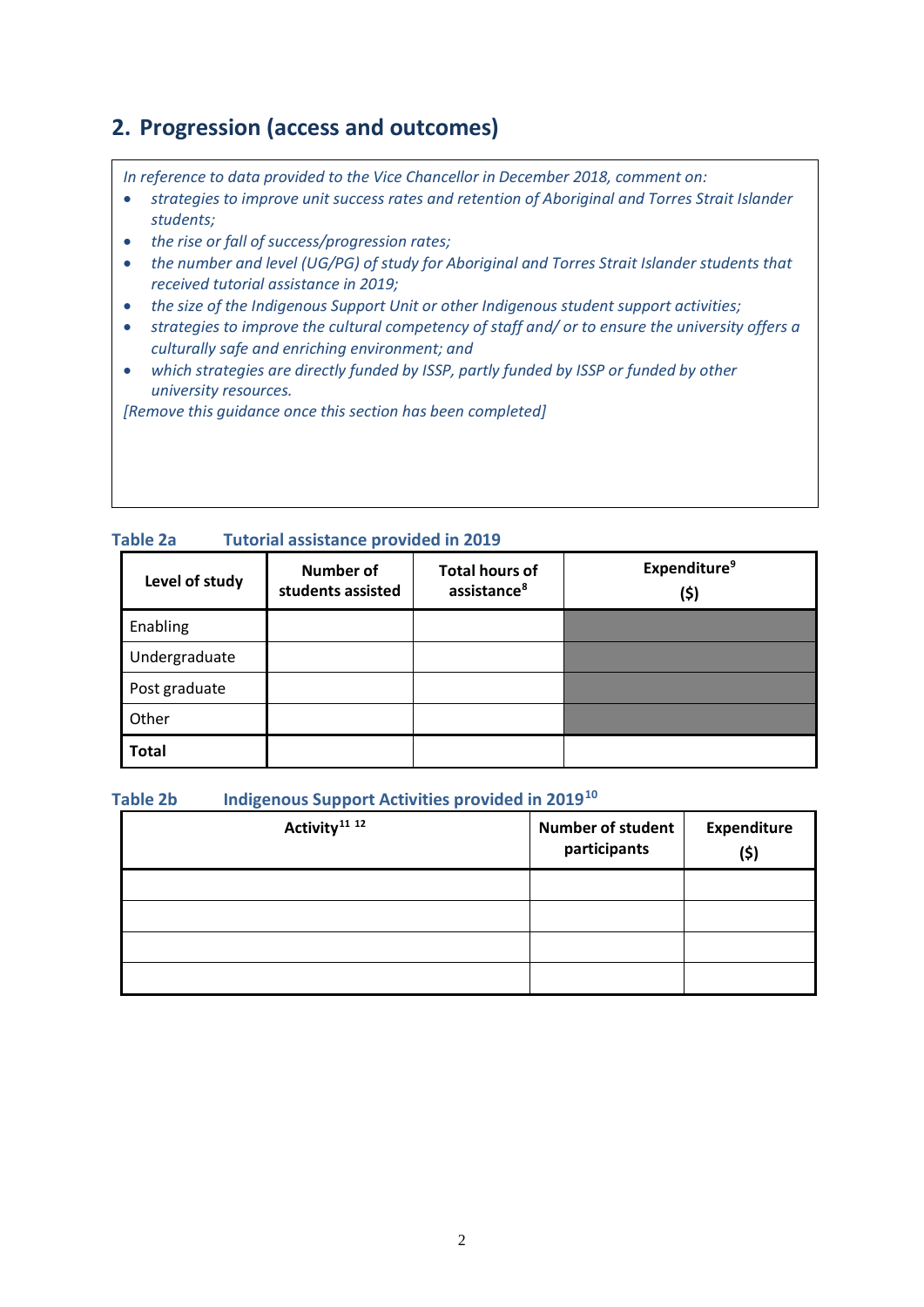## 2. Progression (access and outcomes)

*In reference to data provided to the Vice Chancellor in December 2018, comment on:*

- *strategies to improve unit success rates and retention of Aboriginal and Torres Strait Islander students;*
- *the rise or fall of success/progression rates;*
- *the number and level (UG/PG) of study for Aboriginal and Torres Strait Islander students that received tutorial assistance in 2019;*
- *the size of the Indigenous Support Unit or other Indigenous student support activities;*
- *strategies to improve the cultural competency of staff and/ or to ensure the university offers a culturally safe and enriching environment; and*
- *which strategies are directly funded by ISSP, partly funded by ISSP or funded by other university resources.*

*[Remove this guidance once this section has been completed]*

**Table 2a Tutorial assistance provided in 2019**

| Level of study | Number of students assisted | Total hours of assistance[8] | Expenditure[9] ($) |
|---|---|---|---|
| Enabling | | | |
| Undergraduate | | | |
| Post graduate | | | |
| Other | | | |
| **Total** | | | |

**Table 2b Indigenous Support Activities provided in 2019[10]**

| Activity[11] [12] | Number of student participants | Expenditure ($) |
|---|---|---|
| | | |
| | | |
| | | |
| | | |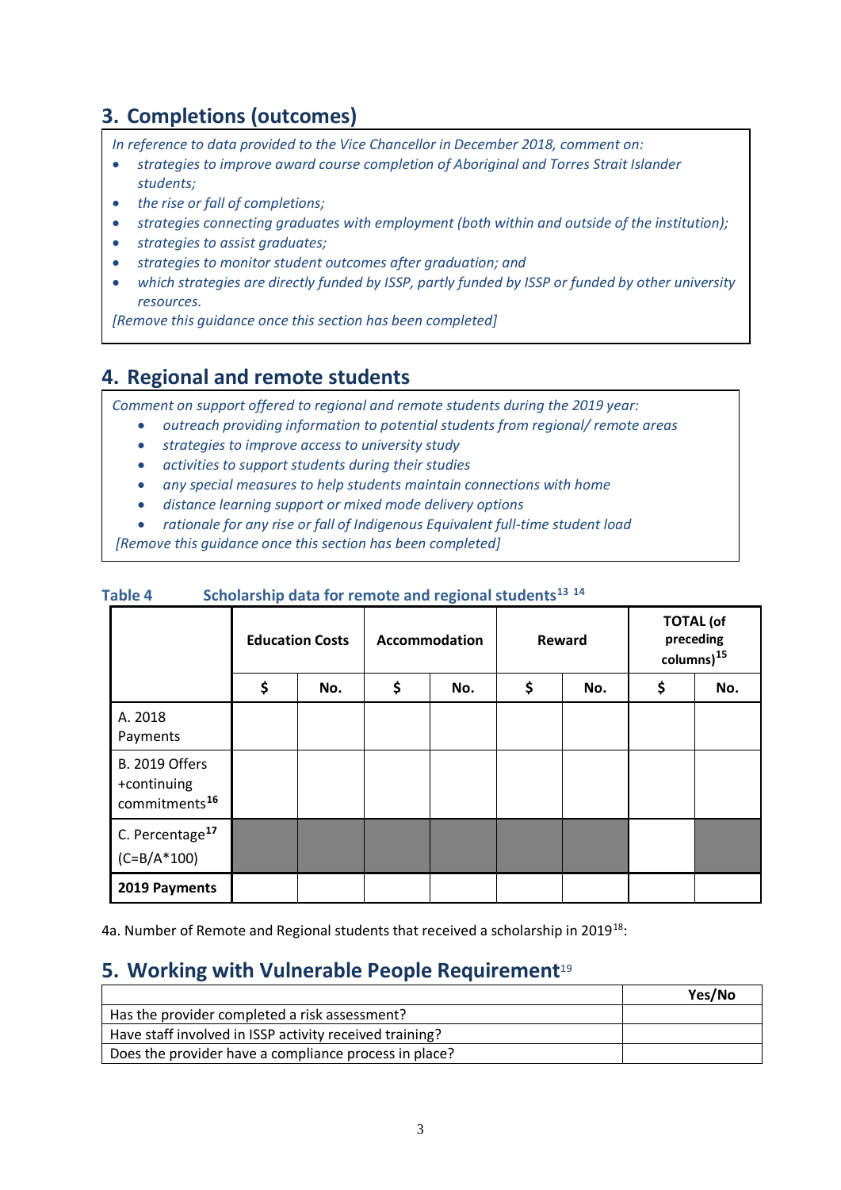## 3. Completions (outcomes)

*In reference to data provided to the Vice Chancellor in December 2018, comment on:*

- *strategies to improve award course completion of Aboriginal and Torres Strait Islander students;*
- *the rise or fall of completions;*
- *strategies connecting graduates with employment (both within and outside of the institution);*
- *strategies to assist graduates;*
- *strategies to monitor student outcomes after graduation; and*
- *which strategies are directly funded by ISSP, partly funded by ISSP or funded by other university resources.*

*[Remove this guidance once this section has been completed]*

## 4. Regional and remote students

*Comment on support offered to regional and remote students during the 2019 year:*

- *outreach providing information to potential students from regional/ remote areas*
- *strategies to improve access to university study*
- *activities to support students during their studies*
- *any special measures to help students maintain connections with home*
- *distance learning support or mixed mode delivery options*
- *rationale for any rise or fall of Indigenous Equivalent full-time student load*

*[Remove this guidance once this section has been completed]*

**Table 4 Scholarship data for remote and regional students[13] [14]**

| | Education Costs | | Accommodation | | Reward | | TOTAL (of preceding columns)[15] | |
|---|---|---|---|---|---|---|---|---|
| | $ | No. | $ | No. | $ | No. | $ | No. |
| A. 2018 Payments | | | | | | | | |
| B. 2019 Offers +continuing commitments[16] | | | | | | | | |
| C. Percentage[17] (C=B/A*100) | | | | | | | | |
| **2019 Payments** | | | | | | | | |

4a. Number of Remote and Regional students that received a scholarship in 2019[18]:

## 5. Working with Vulnerable People Requirement[19]

| | Yes/No |
|---|---|
| Has the provider completed a risk assessment? | |
| Have staff involved in ISSP activity received training? | |
| Does the provider have a compliance process in place? | |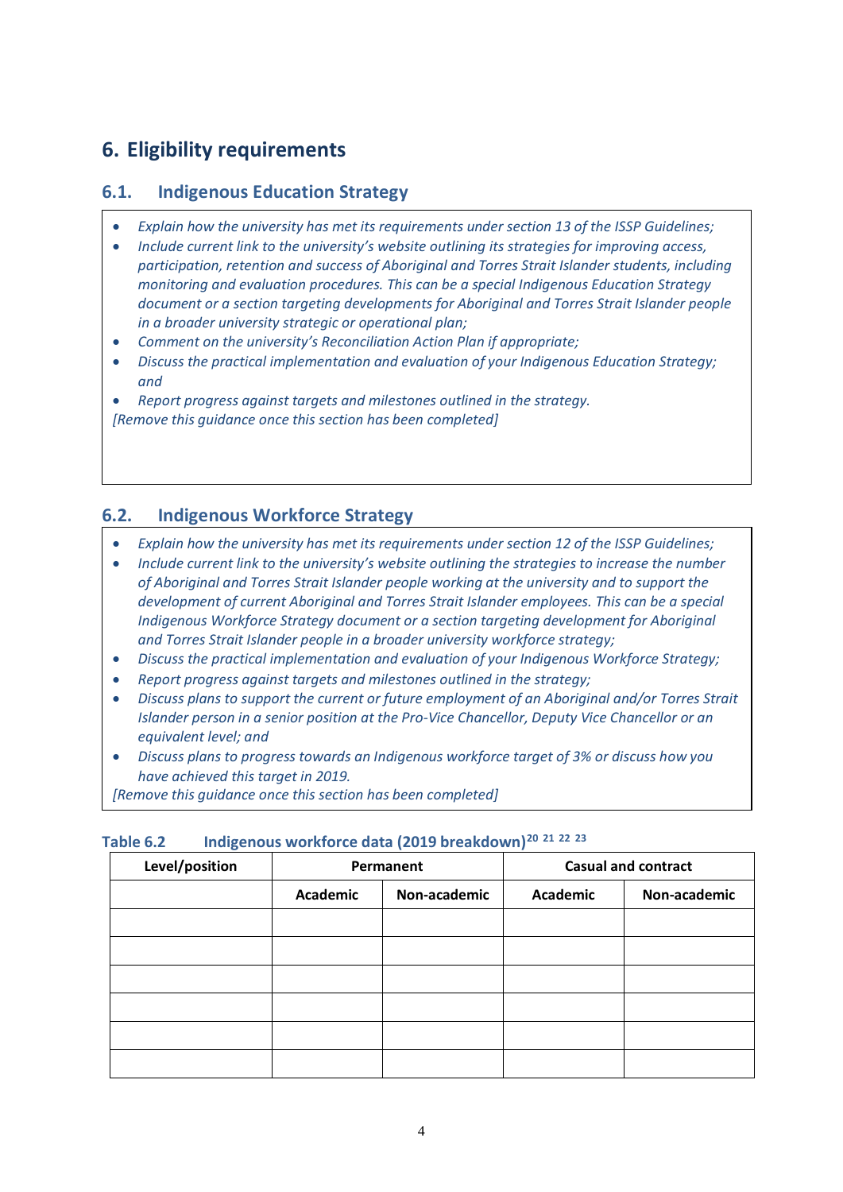# 6. Eligibility requirements

## 6.1. Indigenous Education Strategy

- *Explain how the university has met its requirements under section 13 of the ISSP Guidelines;*
- *Include current link to the university's website outlining its strategies for improving access, participation, retention and success of Aboriginal and Torres Strait Islander students, including monitoring and evaluation procedures. This can be a special Indigenous Education Strategy document or a section targeting developments for Aboriginal and Torres Strait Islander people in a broader university strategic or operational plan;*
- *Comment on the university's Reconciliation Action Plan if appropriate;*
- *Discuss the practical implementation and evaluation of your Indigenous Education Strategy; and*
- *Report progress against targets and milestones outlined in the strategy.*

*[Remove this guidance once this section has been completed]*

## 6.2. Indigenous Workforce Strategy

- *Explain how the university has met its requirements under section 12 of the ISSP Guidelines;*
- *Include current link to the university's website outlining the strategies to increase the number of Aboriginal and Torres Strait Islander people working at the university and to support the development of current Aboriginal and Torres Strait Islander employees. This can be a special Indigenous Workforce Strategy document or a section targeting development for Aboriginal and Torres Strait Islander people in a broader university workforce strategy;*
- *Discuss the practical implementation and evaluation of your Indigenous Workforce Strategy;*
- *Report progress against targets and milestones outlined in the strategy;*
- *Discuss plans to support the current or future employment of an Aboriginal and/or Torres Strait Islander person in a senior position at the Pro-Vice Chancellor, Deputy Vice Chancellor or an equivalent level; and*
- *Discuss plans to progress towards an Indigenous workforce target of 3% or discuss how you have achieved this target in 2019.*

*[Remove this guidance once this section has been completed]*

**Table 6.2 Indigenous workforce data (2019 breakdown)[20] [21] [22] [23]**

| Level/position | Permanent | | Casual and contract | |
|---|---|---|---|---|
| | Academic | Non-academic | Academic | Non-academic |
| | | | | |
| | | | | |
| | | | | |
| | | | | |
| | | | | |
| | | | | |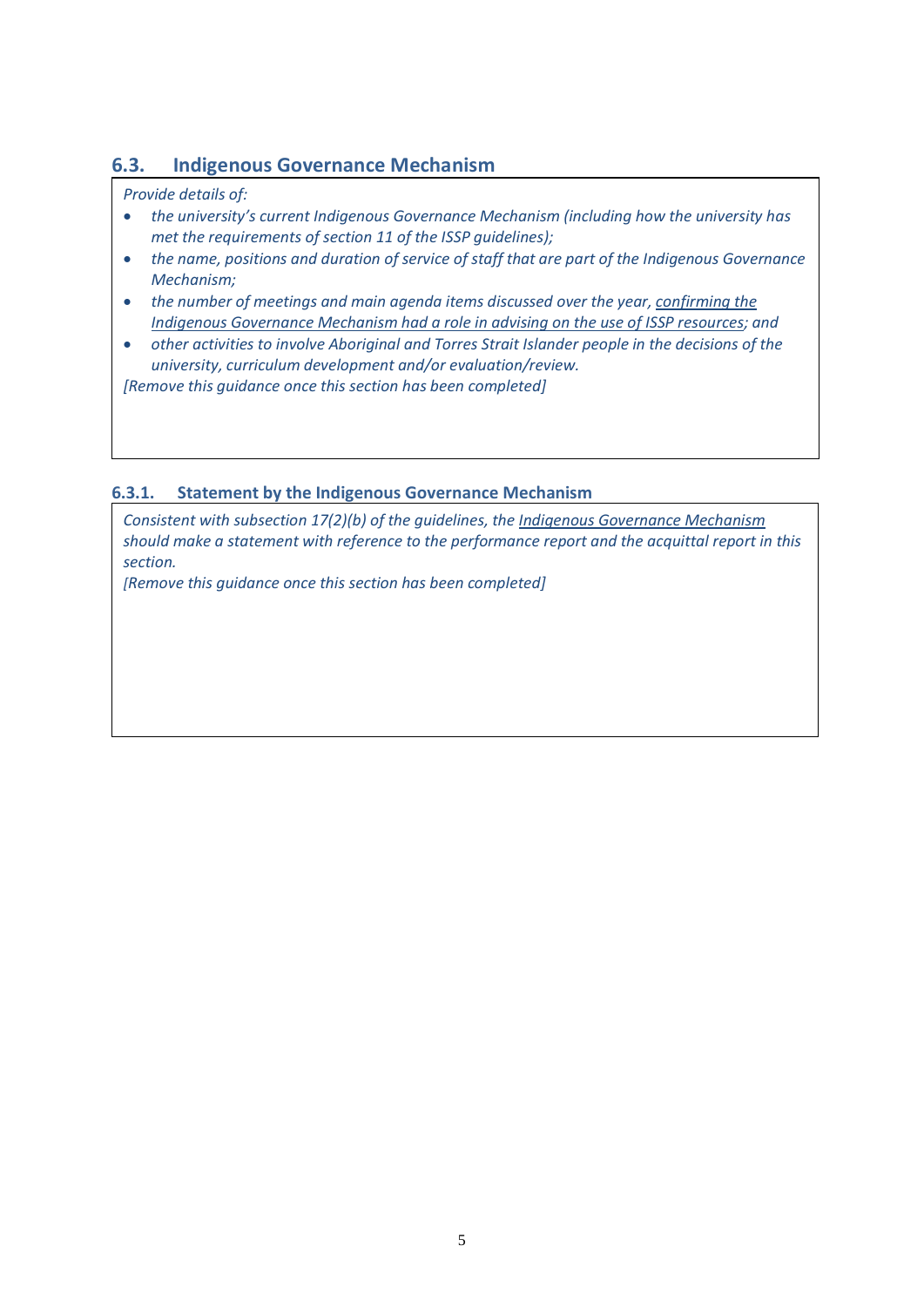## 6.3. Indigenous Governance Mechanism

*Provide details of:*

- *the university's current Indigenous Governance Mechanism (including how the university has met the requirements of section 11 of the ISSP guidelines);*
- *the name, positions and duration of service of staff that are part of the Indigenous Governance Mechanism;*
- *the number of meetings and main agenda items discussed over the year, confirming the Indigenous Governance Mechanism had a role in advising on the use of ISSP resources; and*
- *other activities to involve Aboriginal and Torres Strait Islander people in the decisions of the university, curriculum development and/or evaluation/review.*

*[Remove this guidance once this section has been completed]*

### 6.3.1. Statement by the Indigenous Governance Mechanism

*Consistent with subsection 17(2)(b) of the guidelines, the Indigenous Governance Mechanism should make a statement with reference to the performance report and the acquittal report in this section.*

*[Remove this guidance once this section has been completed]*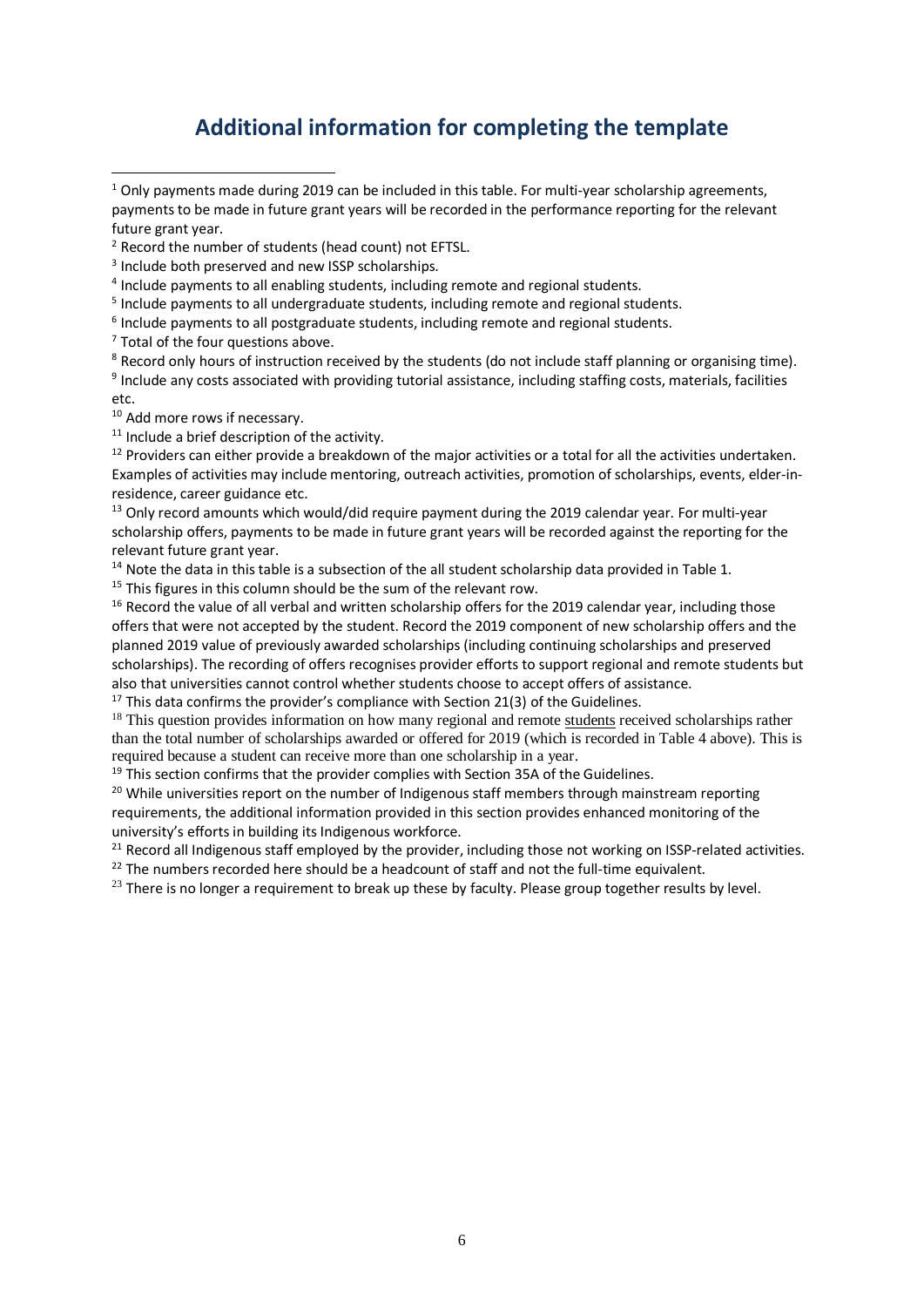## Additional information for completing the template

[1] Only payments made during 2019 can be included in this table. For multi-year scholarship agreements, payments to be made in future grant years will be recorded in the performance reporting for the relevant future grant year.

[2] Record the number of students (head count) not EFTSL.

[3] Include both preserved and new ISSP scholarships.

[4] Include payments to all enabling students, including remote and regional students.

[5] Include payments to all undergraduate students, including remote and regional students.

[6] Include payments to all postgraduate students, including remote and regional students.

[7] Total of the four questions above.

[8] Record only hours of instruction received by the students (do not include staff planning or organising time).

[9] Include any costs associated with providing tutorial assistance, including staffing costs, materials, facilities etc.

[10] Add more rows if necessary.

[11] Include a brief description of the activity.

[12] Providers can either provide a breakdown of the major activities or a total for all the activities undertaken. Examples of activities may include mentoring, outreach activities, promotion of scholarships, events, elder-in-residence, career guidance etc.

[13] Only record amounts which would/did require payment during the 2019 calendar year. For multi-year scholarship offers, payments to be made in future grant years will be recorded against the reporting for the relevant future grant year.

[14] Note the data in this table is a subsection of the all student scholarship data provided in Table 1.

[15] This figures in this column should be the sum of the relevant row.

[16] Record the value of all verbal and written scholarship offers for the 2019 calendar year, including those offers that were not accepted by the student. Record the 2019 component of new scholarship offers and the planned 2019 value of previously awarded scholarships (including continuing scholarships and preserved scholarships). The recording of offers recognises provider efforts to support regional and remote students but also that universities cannot control whether students choose to accept offers of assistance.

[17] This data confirms the provider's compliance with Section 21(3) of the Guidelines.

[18] This question provides information on how many regional and remote students received scholarships rather than the total number of scholarships awarded or offered for 2019 (which is recorded in Table 4 above). This is required because a student can receive more than one scholarship in a year.

[19] This section confirms that the provider complies with Section 35A of the Guidelines.

[20] While universities report on the number of Indigenous staff members through mainstream reporting requirements, the additional information provided in this section provides enhanced monitoring of the university's efforts in building its Indigenous workforce.

[21] Record all Indigenous staff employed by the provider, including those not working on ISSP-related activities.

[22] The numbers recorded here should be a headcount of staff and not the full-time equivalent.

[23] There is no longer a requirement to break up these by faculty. Please group together results by level.